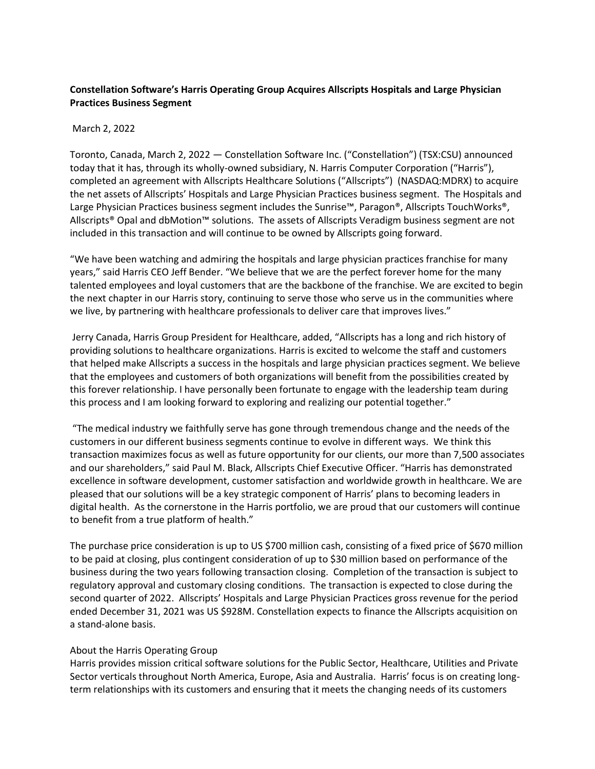**Constellation Software's Harris Operating Group Acquires Allscripts Hospitals and Large Physician Practices Business Segment**

March 2, 2022

Toronto, Canada, March 2, 2022 — Constellation Software Inc. ("Constellation") (TSX:CSU) announced today that it has, through its wholly-owned subsidiary, N. Harris Computer Corporation ("Harris"), completed an agreement with Allscripts Healthcare Solutions ("Allscripts") (NASDAQ:MDRX) to acquire the net assets of Allscripts' Hospitals and Large Physician Practices business segment. The Hospitals and Large Physician Practices business segment includes the Sunrise™, Paragon®, Allscripts TouchWorks®, Allscripts® Opal and dbMotion™ solutions. The assets of Allscripts Veradigm business segment are not included in this transaction and will continue to be owned by Allscripts going forward.

"We have been watching and admiring the hospitals and large physician practices franchise for many years," said Harris CEO Jeff Bender. "We believe that we are the perfect forever home for the many talented employees and loyal customers that are the backbone of the franchise. We are excited to begin the next chapter in our Harris story, continuing to serve those who serve us in the communities where we live, by partnering with healthcare professionals to deliver care that improves lives."

Jerry Canada, Harris Group President for Healthcare, added, "Allscripts has a long and rich history of providing solutions to healthcare organizations. Harris is excited to welcome the staff and customers that helped make Allscripts a success in the hospitals and large physician practices segment. We believe that the employees and customers of both organizations will benefit from the possibilities created by this forever relationship. I have personally been fortunate to engage with the leadership team during this process and I am looking forward to exploring and realizing our potential together."

"The medical industry we faithfully serve has gone through tremendous change and the needs of the customers in our different business segments continue to evolve in different ways. We think this transaction maximizes focus as well as future opportunity for our clients, our more than 7,500 associates and our shareholders," said Paul M. Black, Allscripts Chief Executive Officer. "Harris has demonstrated excellence in software development, customer satisfaction and worldwide growth in healthcare. We are pleased that our solutions will be a key strategic component of Harris' plans to becoming leaders in digital health. As the cornerstone in the Harris portfolio, we are proud that our customers will continue to benefit from a true platform of health."

The purchase price consideration is up to US $700 million cash, consisting of a fixed price of $670 million to be paid at closing, plus contingent consideration of up to $30 million based on performance of the business during the two years following transaction closing. Completion of the transaction is subject to regulatory approval and customary closing conditions. The transaction is expected to close during the second quarter of 2022. Allscripts' Hospitals and Large Physician Practices gross revenue for the period ended December 31, 2021 was US $928M. Constellation expects to finance the Allscripts acquisition on a stand-alone basis.

About the Harris Operating Group

Harris provides mission critical software solutions for the Public Sector, Healthcare, Utilities and Private Sector verticals throughout North America, Europe, Asia and Australia. Harris' focus is on creating long-term relationships with its customers and ensuring that it meets the changing needs of its customers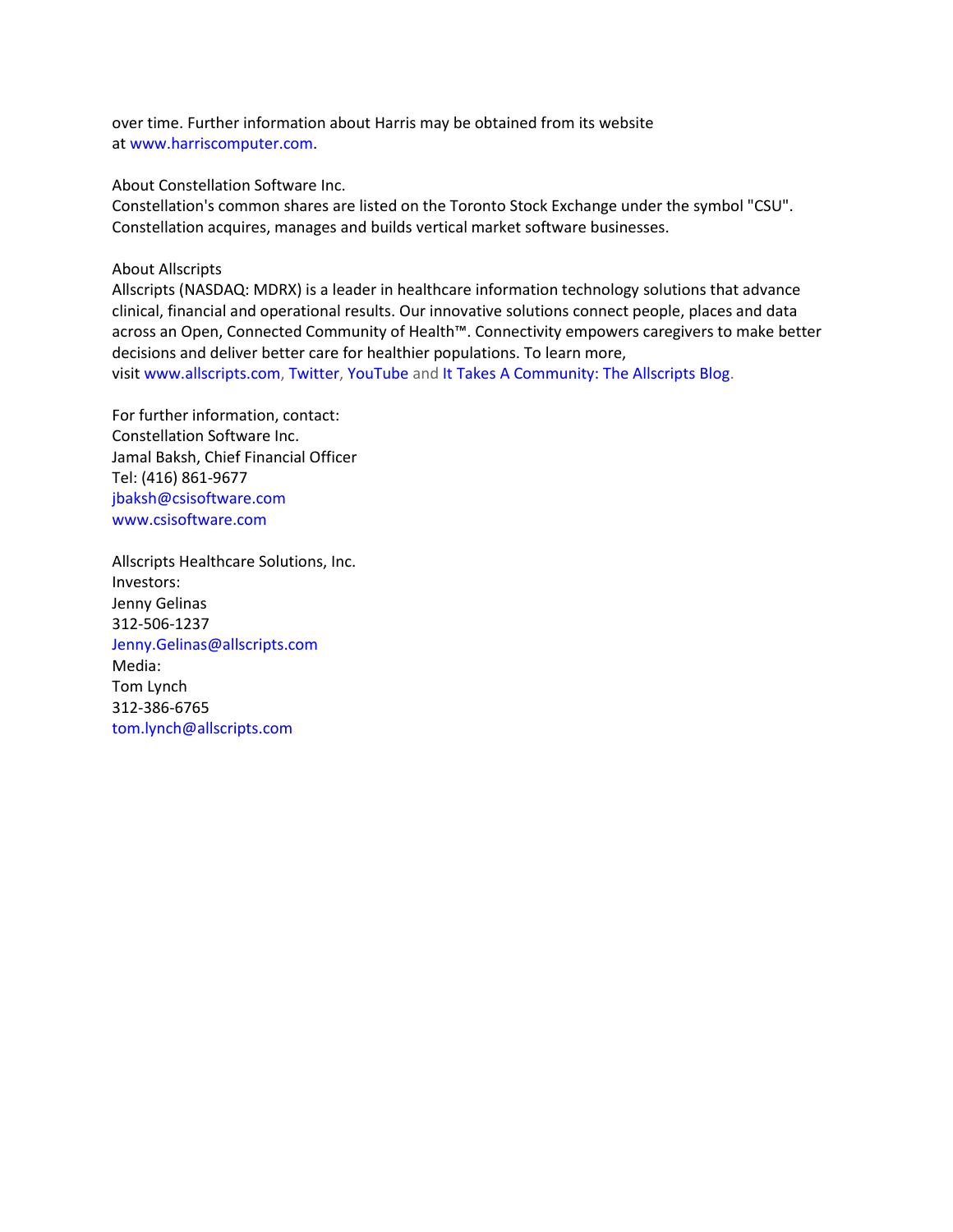over time. Further information about Harris may be obtained from its website at www.harriscomputer.com.

About Constellation Software Inc.
Constellation's common shares are listed on the Toronto Stock Exchange under the symbol "CSU". Constellation acquires, manages and builds vertical market software businesses.

About Allscripts
Allscripts (NASDAQ: MDRX) is a leader in healthcare information technology solutions that advance clinical, financial and operational results. Our innovative solutions connect people, places and data across an Open, Connected Community of Health™. Connectivity empowers caregivers to make better decisions and deliver better care for healthier populations. To learn more, visit www.allscripts.com, Twitter, YouTube and It Takes A Community: The Allscripts Blog.

For further information, contact:
Constellation Software Inc.
Jamal Baksh, Chief Financial Officer
Tel: (416) 861-9677
jbaksh@csisoftware.com
www.csisoftware.com

Allscripts Healthcare Solutions, Inc.
Investors:
Jenny Gelinas
312-506-1237
Jenny.Gelinas@allscripts.com
Media:
Tom Lynch
312-386-6765
tom.lynch@allscripts.com